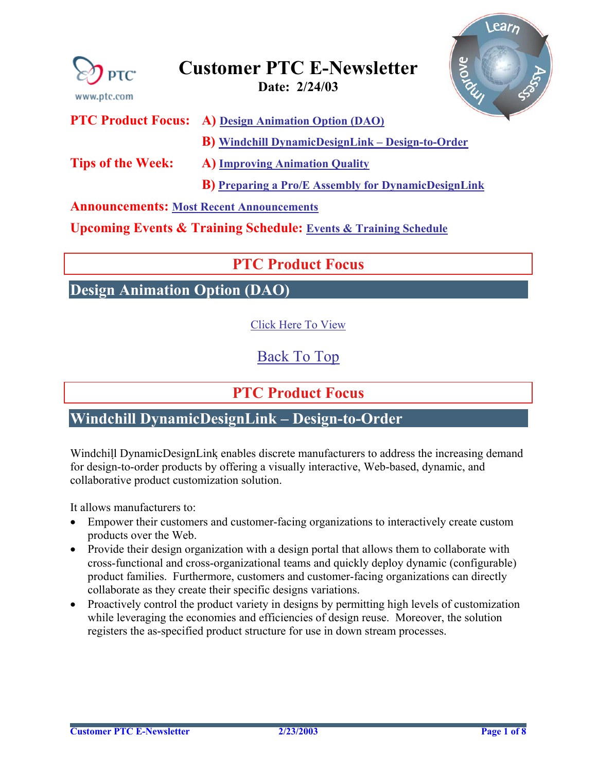# Customer PTC E-Newsletter

**Date: 2/24/03**

**PTC Product Focus:** **A)** Design Animation Option (DAO)

**B)** Windchill DynamicDesignLink – Design-to-Order

**Tips of the Week:** **A)** Improving Animation Quality

**B)** Preparing a Pro/E Assembly for DynamicDesignLink

**Announcements:** Most Recent Announcements

**Upcoming Events & Training Schedule:** Events & Training Schedule

## PTC Product Focus

### Design Animation Option (DAO)

Click Here To View

Back To Top

## PTC Product Focus

### Windchill DynamicDesignLink – Design-to-Order

Windchill DynamicDesignLink enables discrete manufacturers to address the increasing demand for design-to-order products by offering a visually interactive, Web-based, dynamic, and collaborative product customization solution.

It allows manufacturers to:

- Empower their customers and customer-facing organizations to interactively create custom products over the Web.
- Provide their design organization with a design portal that allows them to collaborate with cross-functional and cross-organizational teams and quickly deploy dynamic (configurable) product families. Furthermore, customers and customer-facing organizations can directly collaborate as they create their specific designs variations.
- Proactively control the product variety in designs by permitting high levels of customization while leveraging the economies and efficiencies of design reuse. Moreover, the solution registers the as-specified product structure for use in down stream processes.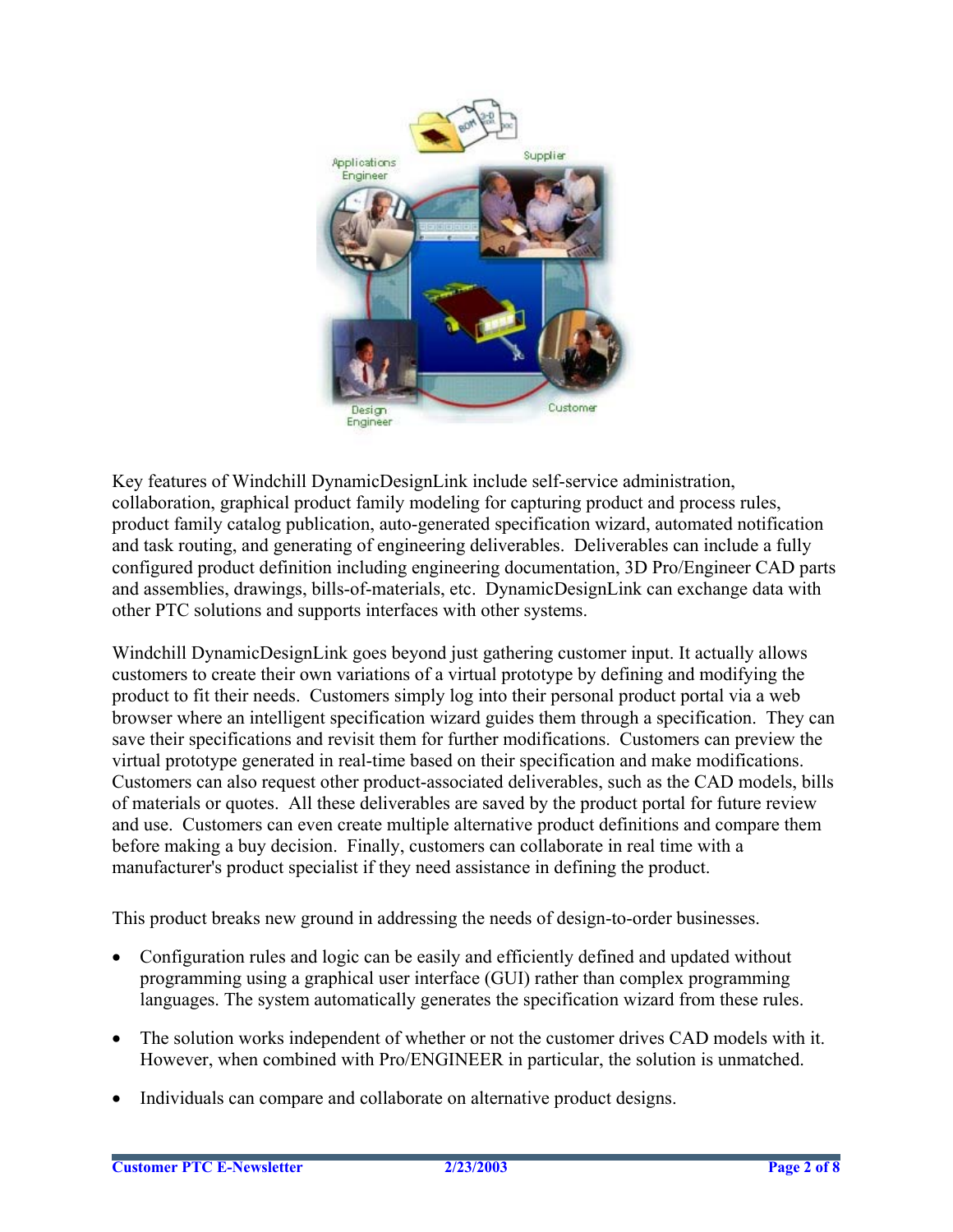Key features of Windchill DynamicDesignLink include self-service administration, collaboration, graphical product family modeling for capturing product and process rules, product family catalog publication, auto-generated specification wizard, automated notification and task routing, and generating of engineering deliverables. Deliverables can include a fully configured product definition including engineering documentation, 3D Pro/Engineer CAD parts and assemblies, drawings, bills-of-materials, etc. DynamicDesignLink can exchange data with other PTC solutions and supports interfaces with other systems.

Windchill DynamicDesignLink goes beyond just gathering customer input. It actually allows customers to create their own variations of a virtual prototype by defining and modifying the product to fit their needs. Customers simply log into their personal product portal via a web browser where an intelligent specification wizard guides them through a specification. They can save their specifications and revisit them for further modifications. Customers can preview the virtual prototype generated in real-time based on their specification and make modifications. Customers can also request other product-associated deliverables, such as the CAD models, bills of materials or quotes. All these deliverables are saved by the product portal for future review and use. Customers can even create multiple alternative product definitions and compare them before making a buy decision. Finally, customers can collaborate in real time with a manufacturer's product specialist if they need assistance in defining the product.

This product breaks new ground in addressing the needs of design-to-order businesses.

- Configuration rules and logic can be easily and efficiently defined and updated without programming using a graphical user interface (GUI) rather than complex programming languages. The system automatically generates the specification wizard from these rules.
- The solution works independent of whether or not the customer drives CAD models with it. However, when combined with Pro/ENGINEER in particular, the solution is unmatched.
- Individuals can compare and collaborate on alternative product designs.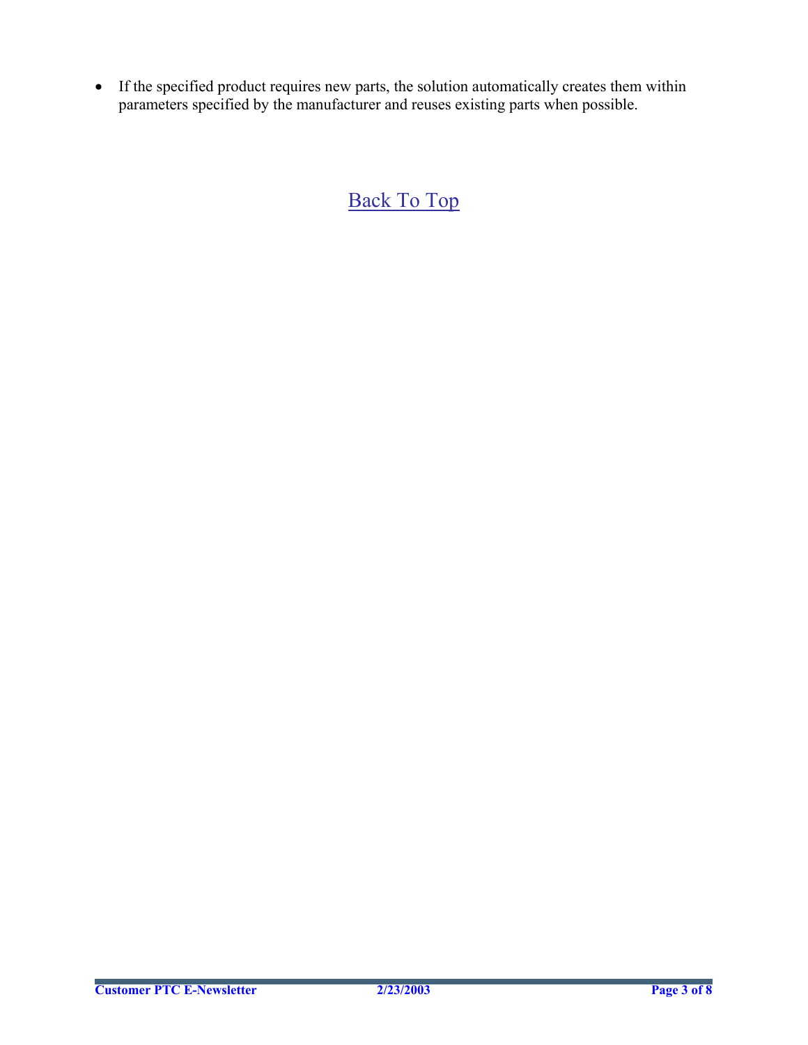- If the specified product requires new parts, the solution automatically creates them within parameters specified by the manufacturer and reuses existing parts when possible.

Back To Top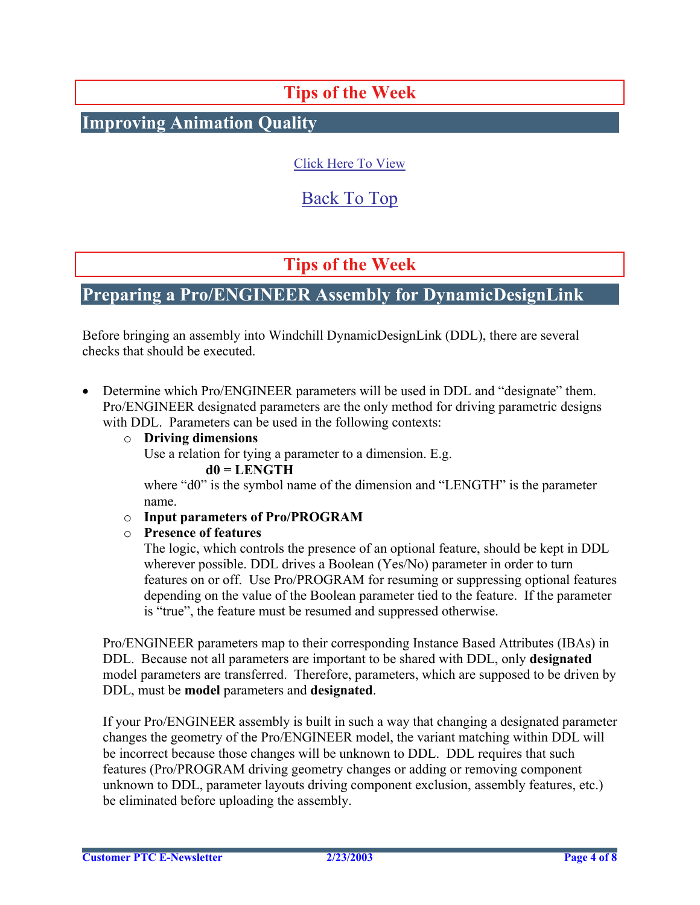## Tips of the Week

## Improving Animation Quality

Click Here To View

Back To Top

## Tips of the Week

## Preparing a Pro/ENGINEER Assembly for DynamicDesignLink

Before bringing an assembly into Windchill DynamicDesignLink (DDL), there are several checks that should be executed.

- Determine which Pro/ENGINEER parameters will be used in DDL and "designate" them. Pro/ENGINEER designated parameters are the only method for driving parametric designs with DDL. Parameters can be used in the following contexts:
  - **Driving dimensions**
    Use a relation for tying a parameter to a dimension. E.g.
    **d0 = LENGTH**
    where "d0" is the symbol name of the dimension and "LENGTH" is the parameter name.
  - **Input parameters of Pro/PROGRAM**
  - **Presence of features**
    The logic, which controls the presence of an optional feature, should be kept in DDL wherever possible. DDL drives a Boolean (Yes/No) parameter in order to turn features on or off. Use Pro/PROGRAM for resuming or suppressing optional features depending on the value of the Boolean parameter tied to the feature. If the parameter is "true", the feature must be resumed and suppressed otherwise.

  Pro/ENGINEER parameters map to their corresponding Instance Based Attributes (IBAs) in DDL. Because not all parameters are important to be shared with DDL, only **designated** model parameters are transferred. Therefore, parameters, which are supposed to be driven by DDL, must be **model** parameters and **designated**.

  If your Pro/ENGINEER assembly is built in such a way that changing a designated parameter changes the geometry of the Pro/ENGINEER model, the variant matching within DDL will be incorrect because those changes will be unknown to DDL. DDL requires that such features (Pro/PROGRAM driving geometry changes or adding or removing component unknown to DDL, parameter layouts driving component exclusion, assembly features, etc.) be eliminated before uploading the assembly.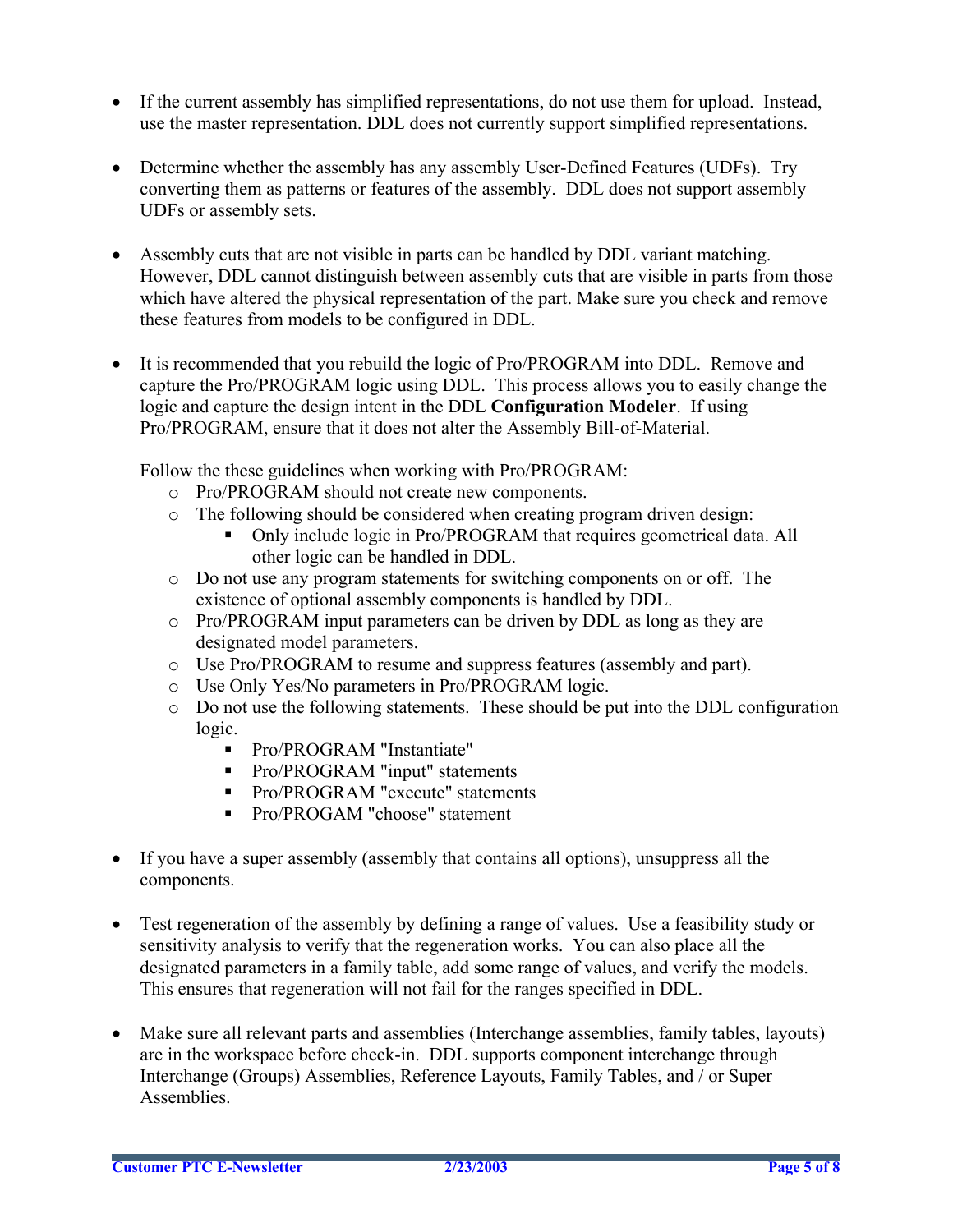- If the current assembly has simplified representations, do not use them for upload. Instead, use the master representation. DDL does not currently support simplified representations.

- Determine whether the assembly has any assembly User-Defined Features (UDFs). Try converting them as patterns or features of the assembly. DDL does not support assembly UDFs or assembly sets.

- Assembly cuts that are not visible in parts can be handled by DDL variant matching. However, DDL cannot distinguish between assembly cuts that are visible in parts from those which have altered the physical representation of the part. Make sure you check and remove these features from models to be configured in DDL.

- It is recommended that you rebuild the logic of Pro/PROGRAM into DDL. Remove and capture the Pro/PROGRAM logic using DDL. This process allows you to easily change the logic and capture the design intent in the DDL **Configuration Modeler**. If using Pro/PROGRAM, ensure that it does not alter the Assembly Bill-of-Material.

  Follow the these guidelines when working with Pro/PROGRAM:
    - Pro/PROGRAM should not create new components.
    - The following should be considered when creating program driven design:
        - Only include logic in Pro/PROGRAM that requires geometrical data. All other logic can be handled in DDL.
    - Do not use any program statements for switching components on or off. The existence of optional assembly components is handled by DDL.
    - Pro/PROGRAM input parameters can be driven by DDL as long as they are designated model parameters.
    - Use Pro/PROGRAM to resume and suppress features (assembly and part).
    - Use Only Yes/No parameters in Pro/PROGRAM logic.
    - Do not use the following statements. These should be put into the DDL configuration logic.
        - Pro/PROGRAM "Instantiate"
        - Pro/PROGRAM "input" statements
        - Pro/PROGRAM "execute" statements
        - Pro/PROGAM "choose" statement

- If you have a super assembly (assembly that contains all options), unsuppress all the components.

- Test regeneration of the assembly by defining a range of values. Use a feasibility study or sensitivity analysis to verify that the regeneration works. You can also place all the designated parameters in a family table, add some range of values, and verify the models. This ensures that regeneration will not fail for the ranges specified in DDL.

- Make sure all relevant parts and assemblies (Interchange assemblies, family tables, layouts) are in the workspace before check-in. DDL supports component interchange through Interchange (Groups) Assemblies, Reference Layouts, Family Tables, and / or Super Assemblies.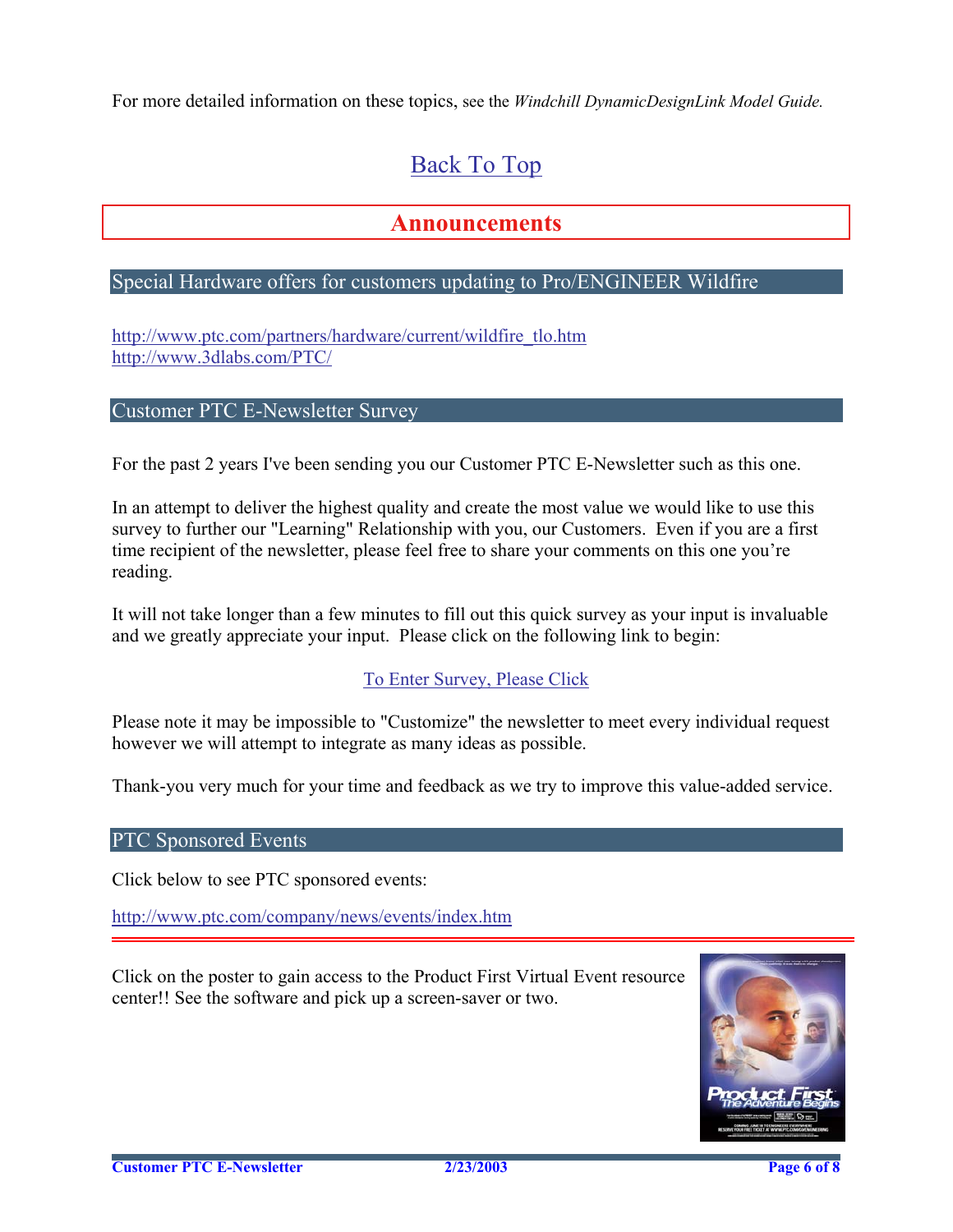For more detailed information on these topics, see the *Windchill DynamicDesignLink Model Guide.*

Back To Top

# Announcements

## Special Hardware offers for customers updating to Pro/ENGINEER Wildfire

http://www.ptc.com/partners/hardware/current/wildfire_tlo.htm
http://www.3dlabs.com/PTC/

## Customer PTC E-Newsletter Survey

For the past 2 years I've been sending you our Customer PTC E-Newsletter such as this one.

In an attempt to deliver the highest quality and create the most value we would like to use this survey to further our "Learning" Relationship with you, our Customers. Even if you are a first time recipient of the newsletter, please feel free to share your comments on this one you're reading.

It will not take longer than a few minutes to fill out this quick survey as your input is invaluable and we greatly appreciate your input. Please click on the following link to begin:

To Enter Survey, Please Click

Please note it may be impossible to "Customize" the newsletter to meet every individual request however we will attempt to integrate as many ideas as possible.

Thank-you very much for your time and feedback as we try to improve this value-added service.

## PTC Sponsored Events

Click below to see PTC sponsored events:

http://www.ptc.com/company/news/events/index.htm

---

Click on the poster to gain access to the Product First Virtual Event resource center!! See the software and pick up a screen-saver or two.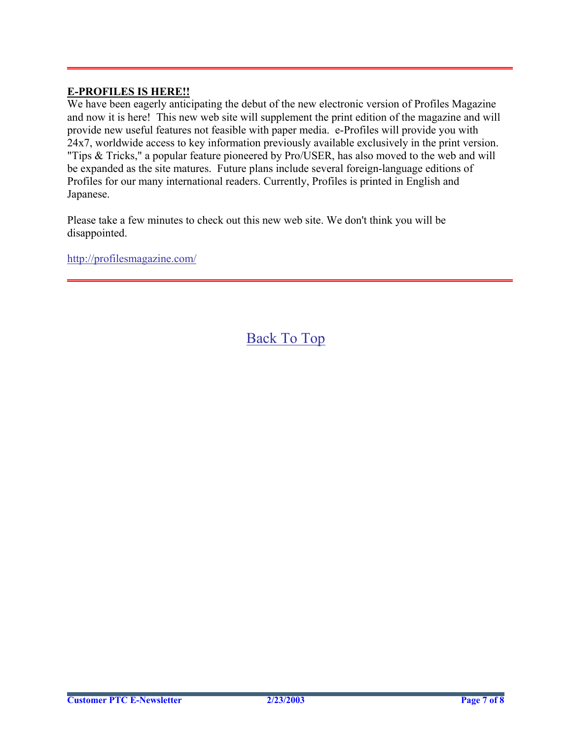---

## E-PROFILES IS HERE!!

We have been eagerly anticipating the debut of the new electronic version of Profiles Magazine and now it is here! This new web site will supplement the print edition of the magazine and will provide new useful features not feasible with paper media. e-Profiles will provide you with 24x7, worldwide access to key information previously available exclusively in the print version. "Tips & Tricks," a popular feature pioneered by Pro/USER, has also moved to the web and will be expanded as the site matures. Future plans include several foreign-language editions of Profiles for our many international readers. Currently, Profiles is printed in English and Japanese.

Please take a few minutes to check out this new web site. We don't think you will be disappointed.

http://profilesmagazine.com/

---

Back To Top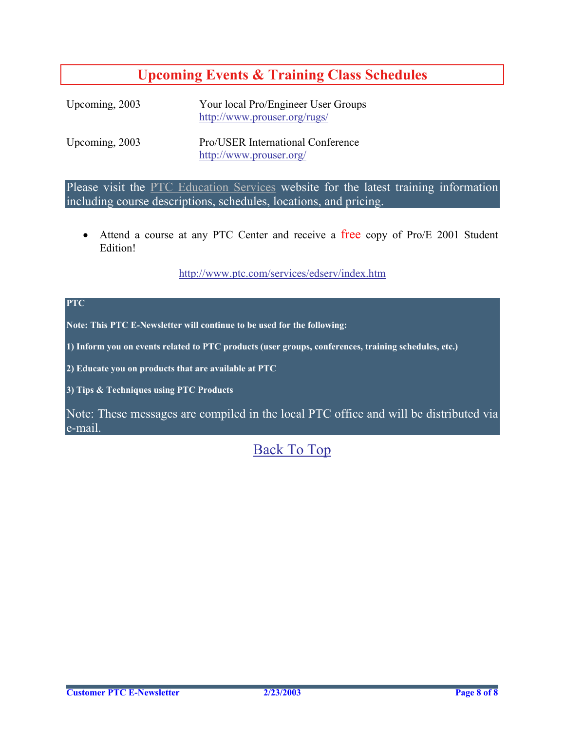## Upcoming Events & Training Class Schedules

| | |
|---|---|
| Upcoming, 2003 | Your local Pro/Engineer User Groups<br>http://www.prouser.org/rugs/ |
| Upcoming, 2003 | Pro/USER International Conference<br>http://www.prouser.org/ |

Please visit the PTC Education Services website for the latest training information including course descriptions, schedules, locations, and pricing.

- Attend a course at any PTC Center and receive a free copy of Pro/E 2001 Student Edition!

http://www.ptc.com/services/edserv/index.htm

**PTC**

**Note: This PTC E-Newsletter will continue to be used for the following:**

**1) Inform you on events related to PTC products (user groups, conferences, training schedules, etc.)**

**2) Educate you on products that are available at PTC**

**3) Tips & Techniques using PTC Products**

Note: These messages are compiled in the local PTC office and will be distributed via e-mail.

Back To Top